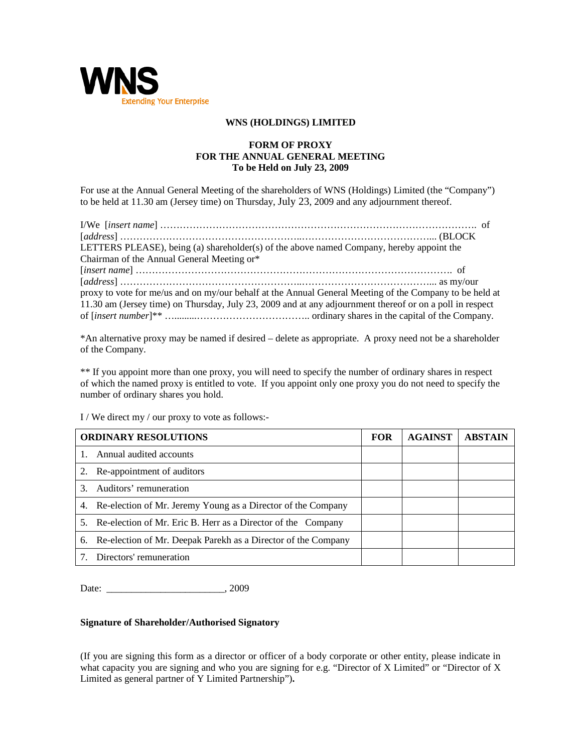WNS

Extending Your Enterprise

**WNS (HOLDINGS) LIMITED**

**FORM OF PROXY**
**FOR THE ANNUAL GENERAL MEETING**
**To be Held on July 23, 2009**

For use at the Annual General Meeting of the shareholders of WNS (Holdings) Limited (the "Company") to be held at 11.30 am (Jersey time) on Thursday, July 23, 2009 and any adjournment thereof.

I/We [*insert name*] …………………………………………………………………………………. of [*address*] ………………………………………………..…………………………………... (BLOCK LETTERS PLEASE), being (a) shareholder(s) of the above named Company, hereby appoint the Chairman of the Annual General Meeting or*
[*insert name*] ……………………………………………………………………………………. of [*address*] ………………………………………………..…………………………………... as my/our proxy to vote for me/us and on my/our behalf at the Annual General Meeting of the Company to be held at 11.30 am (Jersey time) on Thursday, July 23, 2009 and at any adjournment thereof or on a poll in respect of [*insert number*]** …........…………………………….. ordinary shares in the capital of the Company.

*An alternative proxy may be named if desired – delete as appropriate. A proxy need not be a shareholder of the Company.

** If you appoint more than one proxy, you will need to specify the number of ordinary shares in respect of which the named proxy is entitled to vote. If you appoint only one proxy you do not need to specify the number of ordinary shares you hold.

I / We direct my / our proxy to vote as follows:-

| ORDINARY RESOLUTIONS | FOR | AGAINST | ABSTAIN |
|---|---|---|---|
| 1. Annual audited accounts | | | |
| 2. Re-appointment of auditors | | | |
| 3. Auditors' remuneration | | | |
| 4. Re-election of Mr. Jeremy Young as a Director of the Company | | | |
| 5. Re-election of Mr. Eric B. Herr as a Director of the Company | | | |
| 6. Re-election of Mr. Deepak Parekh as a Director of the Company | | | |
| 7. Directors' remuneration | | | |

Date: ________________________, 2009

**Signature of Shareholder/Authorised Signatory**

(If you are signing this form as a director or officer of a body corporate or other entity, please indicate in what capacity you are signing and who you are signing for e.g. "Director of X Limited" or "Director of X Limited as general partner of Y Limited Partnership")**.**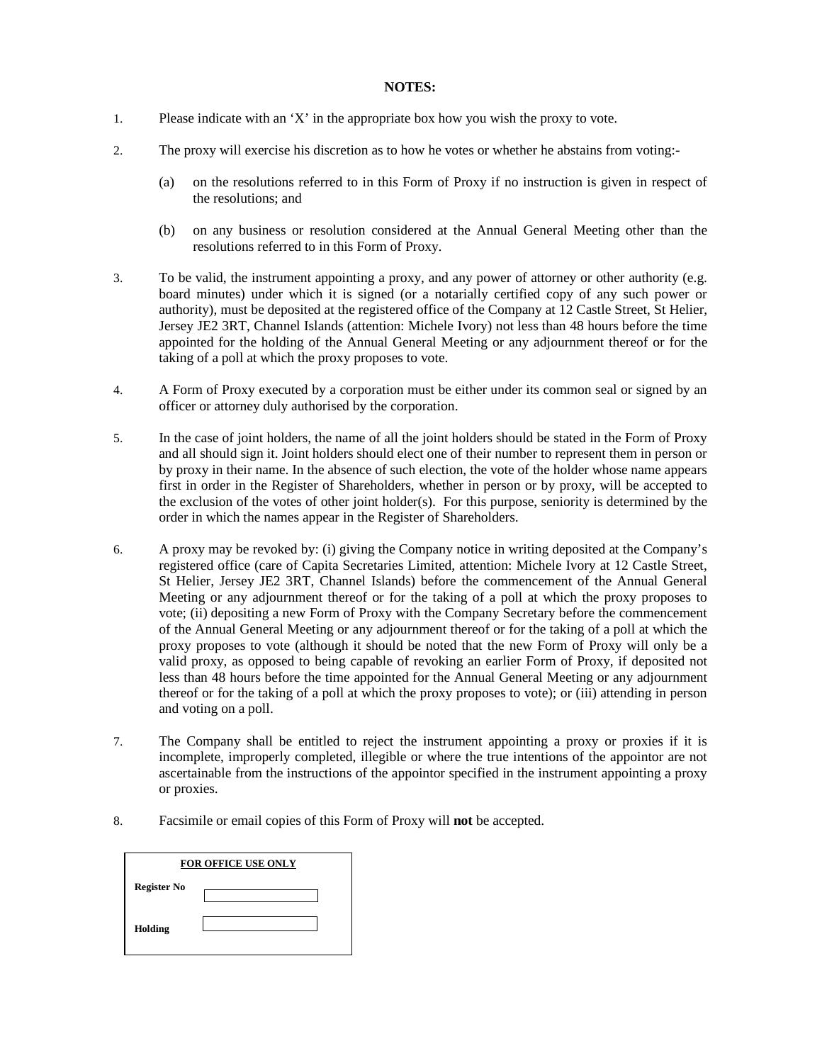**NOTES:**

1. Please indicate with an 'X' in the appropriate box how you wish the proxy to vote.

2. The proxy will exercise his discretion as to how he votes or whether he abstains from voting:-

   (a) on the resolutions referred to in this Form of Proxy if no instruction is given in respect of the resolutions; and

   (b) on any business or resolution considered at the Annual General Meeting other than the resolutions referred to in this Form of Proxy.

3. To be valid, the instrument appointing a proxy, and any power of attorney or other authority (e.g. board minutes) under which it is signed (or a notarially certified copy of any such power or authority), must be deposited at the registered office of the Company at 12 Castle Street, St Helier, Jersey JE2 3RT, Channel Islands (attention: Michele Ivory) not less than 48 hours before the time appointed for the holding of the Annual General Meeting or any adjournment thereof or for the taking of a poll at which the proxy proposes to vote.

4. A Form of Proxy executed by a corporation must be either under its common seal or signed by an officer or attorney duly authorised by the corporation.

5. In the case of joint holders, the name of all the joint holders should be stated in the Form of Proxy and all should sign it. Joint holders should elect one of their number to represent them in person or by proxy in their name. In the absence of such election, the vote of the holder whose name appears first in order in the Register of Shareholders, whether in person or by proxy, will be accepted to the exclusion of the votes of other joint holder(s). For this purpose, seniority is determined by the order in which the names appear in the Register of Shareholders.

6. A proxy may be revoked by: (i) giving the Company notice in writing deposited at the Company's registered office (care of Capita Secretaries Limited, attention: Michele Ivory at 12 Castle Street, St Helier, Jersey JE2 3RT, Channel Islands) before the commencement of the Annual General Meeting or any adjournment thereof or for the taking of a poll at which the proxy proposes to vote; (ii) depositing a new Form of Proxy with the Company Secretary before the commencement of the Annual General Meeting or any adjournment thereof or for the taking of a poll at which the proxy proposes to vote (although it should be noted that the new Form of Proxy will only be a valid proxy, as opposed to being capable of revoking an earlier Form of Proxy, if deposited not less than 48 hours before the time appointed for the Annual General Meeting or any adjournment thereof or for the taking of a poll at which the proxy proposes to vote); or (iii) attending in person and voting on a poll.

7. The Company shall be entitled to reject the instrument appointing a proxy or proxies if it is incomplete, improperly completed, illegible or where the true intentions of the appointor are not ascertainable from the instructions of the appointor specified in the instrument appointing a proxy or proxies.

8. Facsimile or email copies of this Form of Proxy will **not** be accepted.

| **FOR OFFICE USE ONLY** | |
|---|---|
| **Register No** | |
| **Holding** | |